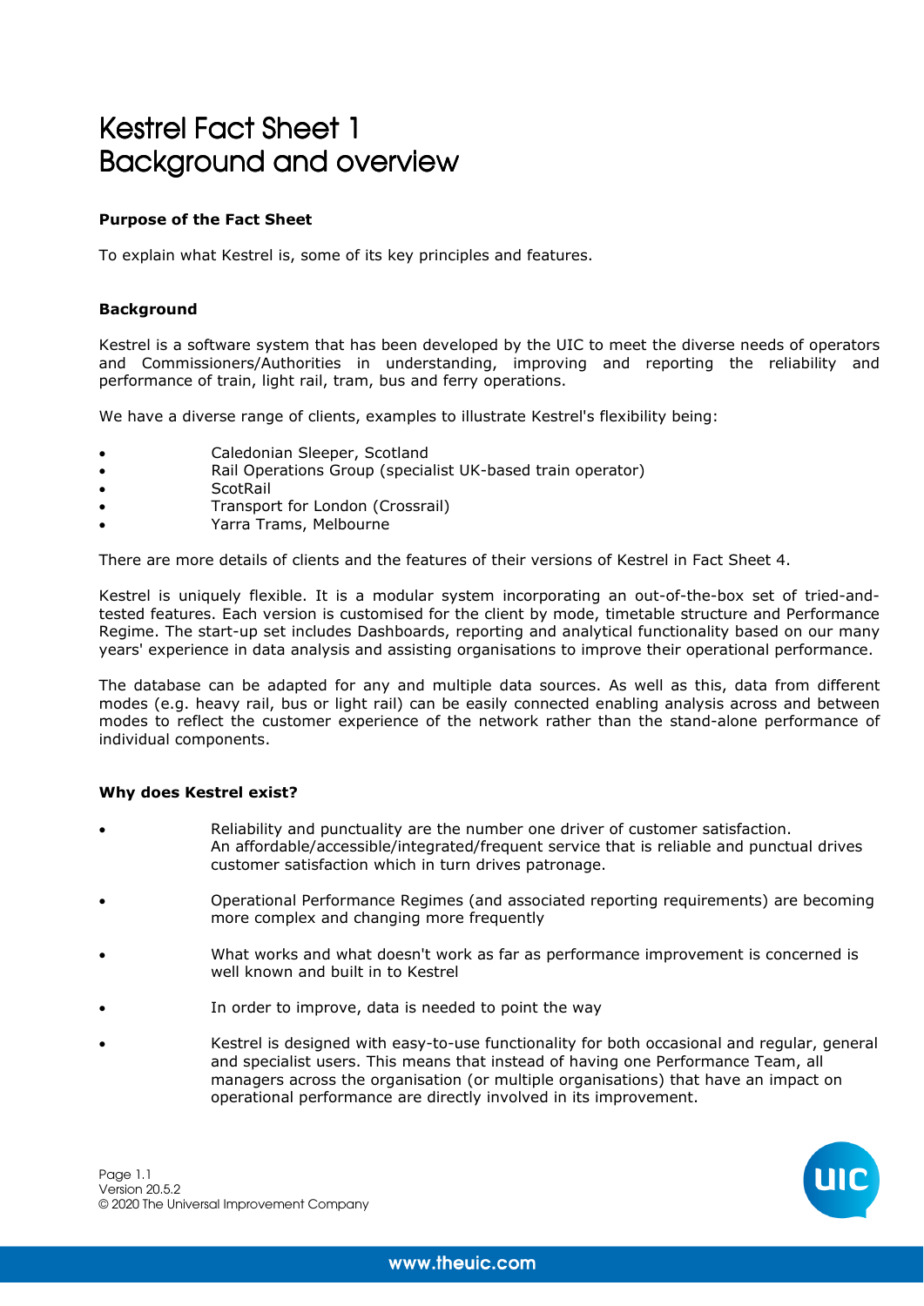# Kestrel Fact Sheet 1
# Background and overview

**Purpose of the Fact Sheet**

To explain what Kestrel is, some of its key principles and features.

**Background**

Kestrel is a software system that has been developed by the UIC to meet the diverse needs of operators and Commissioners/Authorities in understanding, improving and reporting the reliability and performance of train, light rail, tram, bus and ferry operations.

We have a diverse range of clients, examples to illustrate Kestrel's flexibility being:

- Caledonian Sleeper, Scotland
- Rail Operations Group (specialist UK-based train operator)
- ScotRail
- Transport for London (Crossrail)
- Yarra Trams, Melbourne

There are more details of clients and the features of their versions of Kestrel in Fact Sheet 4.

Kestrel is uniquely flexible. It is a modular system incorporating an out-of-the-box set of tried-and-tested features. Each version is customised for the client by mode, timetable structure and Performance Regime. The start-up set includes Dashboards, reporting and analytical functionality based on our many years' experience in data analysis and assisting organisations to improve their operational performance.

The database can be adapted for any and multiple data sources. As well as this, data from different modes (e.g. heavy rail, bus or light rail) can be easily connected enabling analysis across and between modes to reflect the customer experience of the network rather than the stand-alone performance of individual components.

**Why does Kestrel exist?**

- Reliability and punctuality are the number one driver of customer satisfaction. An affordable/accessible/integrated/frequent service that is reliable and punctual drives customer satisfaction which in turn drives patronage.
- Operational Performance Regimes (and associated reporting requirements) are becoming more complex and changing more frequently
- What works and what doesn't work as far as performance improvement is concerned is well known and built in to Kestrel
- In order to improve, data is needed to point the way
- Kestrel is designed with easy-to-use functionality for both occasional and regular, general and specialist users. This means that instead of having one Performance Team, all managers across the organisation (or multiple organisations) that have an impact on operational performance are directly involved in its improvement.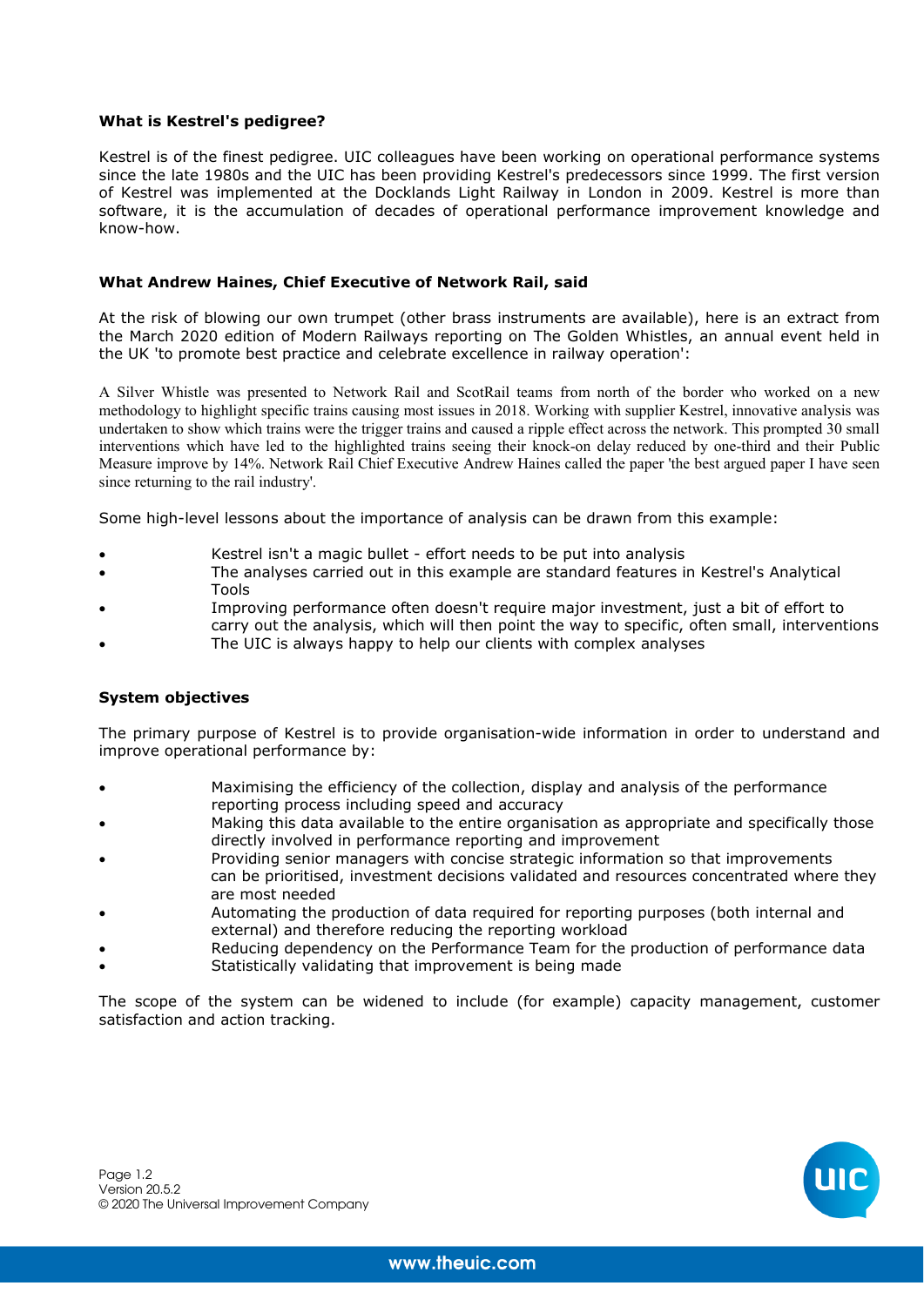**What is Kestrel's pedigree?**

Kestrel is of the finest pedigree. UIC colleagues have been working on operational performance systems since the late 1980s and the UIC has been providing Kestrel's predecessors since 1999. The first version of Kestrel was implemented at the Docklands Light Railway in London in 2009. Kestrel is more than software, it is the accumulation of decades of operational performance improvement knowledge and know-how.

**What Andrew Haines, Chief Executive of Network Rail, said**

At the risk of blowing our own trumpet (other brass instruments are available), here is an extract from the March 2020 edition of Modern Railways reporting on The Golden Whistles, an annual event held in the UK 'to promote best practice and celebrate excellence in railway operation':

> A Silver Whistle was presented to Network Rail and ScotRail teams from north of the border who worked on a new methodology to highlight specific trains causing most issues in 2018. Working with supplier Kestrel, innovative analysis was undertaken to show which trains were the trigger trains and caused a ripple effect across the network. This prompted 30 small interventions which have led to the highlighted trains seeing their knock-on delay reduced by one-third and their Public Measure improve by 14%. Network Rail Chief Executive Andrew Haines called the paper 'the best argued paper I have seen since returning to the rail industry'.

Some high-level lessons about the importance of analysis can be drawn from this example:

- Kestrel isn't a magic bullet - effort needs to be put into analysis
- The analyses carried out in this example are standard features in Kestrel's Analytical Tools
- Improving performance often doesn't require major investment, just a bit of effort to carry out the analysis, which will then point the way to specific, often small, interventions
- The UIC is always happy to help our clients with complex analyses

**System objectives**

The primary purpose of Kestrel is to provide organisation-wide information in order to understand and improve operational performance by:

- Maximising the efficiency of the collection, display and analysis of the performance reporting process including speed and accuracy
- Making this data available to the entire organisation as appropriate and specifically those directly involved in performance reporting and improvement
- Providing senior managers with concise strategic information so that improvements can be prioritised, investment decisions validated and resources concentrated where they are most needed
- Automating the production of data required for reporting purposes (both internal and external) and therefore reducing the reporting workload
- Reducing dependency on the Performance Team for the production of performance data
- Statistically validating that improvement is being made

The scope of the system can be widened to include (for example) capacity management, customer satisfaction and action tracking.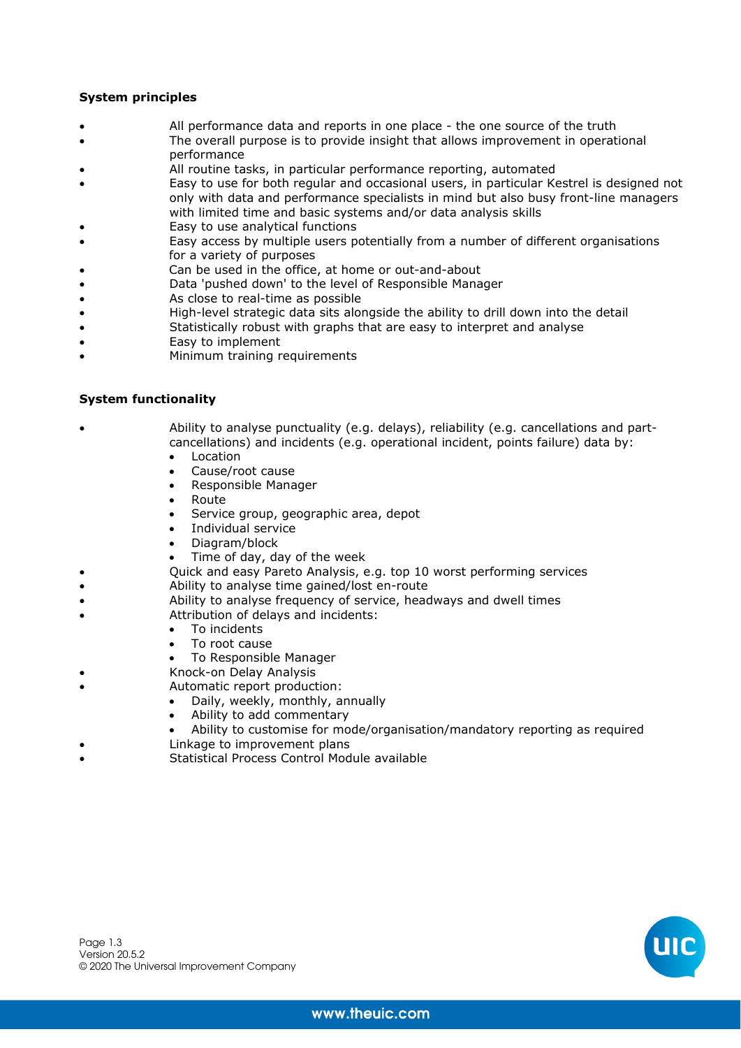**System principles**

- All performance data and reports in one place - the one source of the truth
- The overall purpose is to provide insight that allows improvement in operational performance
- All routine tasks, in particular performance reporting, automated
- Easy to use for both regular and occasional users, in particular Kestrel is designed not only with data and performance specialists in mind but also busy front-line managers with limited time and basic systems and/or data analysis skills
- Easy to use analytical functions
- Easy access by multiple users potentially from a number of different organisations for a variety of purposes
- Can be used in the office, at home or out-and-about
- Data 'pushed down' to the level of Responsible Manager
- As close to real-time as possible
- High-level strategic data sits alongside the ability to drill down into the detail
- Statistically robust with graphs that are easy to interpret and analyse
- Easy to implement
- Minimum training requirements

**System functionality**

- Ability to analyse punctuality (e.g. delays), reliability (e.g. cancellations and part-cancellations) and incidents (e.g. operational incident, points failure) data by:
  - Location
  - Cause/root cause
  - Responsible Manager
  - Route
  - Service group, geographic area, depot
  - Individual service
  - Diagram/block
  - Time of day, day of the week
- Quick and easy Pareto Analysis, e.g. top 10 worst performing services
- Ability to analyse time gained/lost en-route
- Ability to analyse frequency of service, headways and dwell times
- Attribution of delays and incidents:
  - To incidents
  - To root cause
  - To Responsible Manager
- Knock-on Delay Analysis
- Automatic report production:
  - Daily, weekly, monthly, annually
  - Ability to add commentary
  - Ability to customise for mode/organisation/mandatory reporting as required
- Linkage to improvement plans
- Statistical Process Control Module available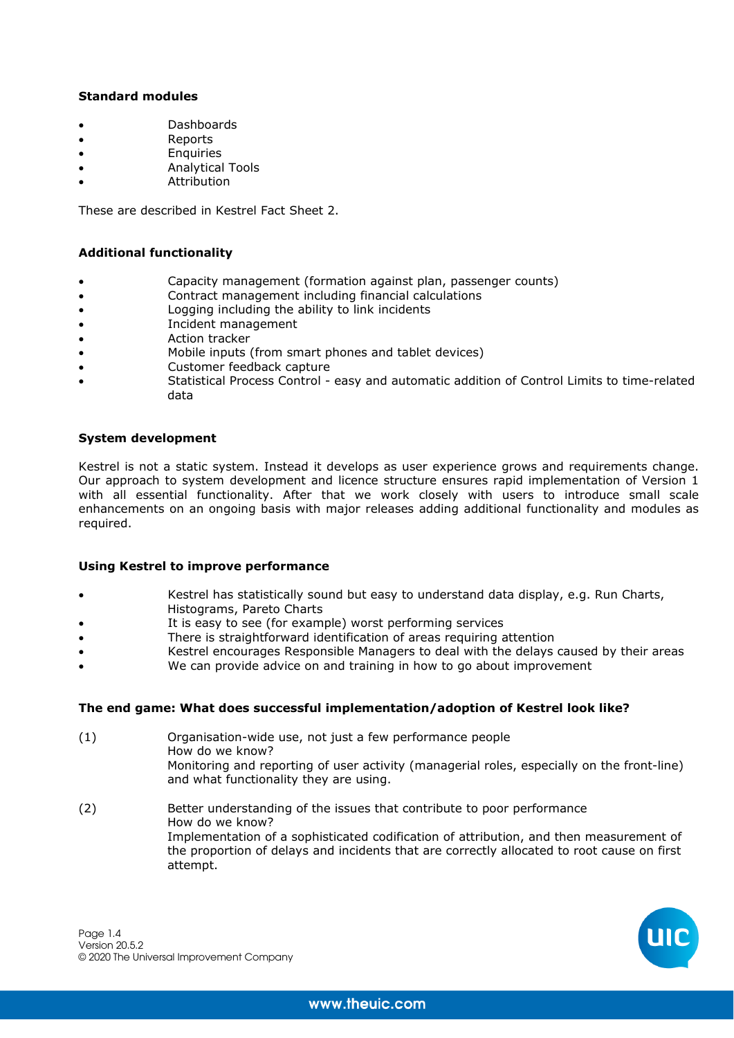**Standard modules**

- Dashboards
- Reports
- Enquiries
- Analytical Tools
- Attribution

These are described in Kestrel Fact Sheet 2.

**Additional functionality**

- Capacity management (formation against plan, passenger counts)
- Contract management including financial calculations
- Logging including the ability to link incidents
- Incident management
- Action tracker
- Mobile inputs (from smart phones and tablet devices)
- Customer feedback capture
- Statistical Process Control - easy and automatic addition of Control Limits to time-related data

**System development**

Kestrel is not a static system. Instead it develops as user experience grows and requirements change. Our approach to system development and licence structure ensures rapid implementation of Version 1 with all essential functionality. After that we work closely with users to introduce small scale enhancements on an ongoing basis with major releases adding additional functionality and modules as required.

**Using Kestrel to improve performance**

- Kestrel has statistically sound but easy to understand data display, e.g. Run Charts, Histograms, Pareto Charts
- It is easy to see (for example) worst performing services
- There is straightforward identification of areas requiring attention
- Kestrel encourages Responsible Managers to deal with the delays caused by their areas
- We can provide advice on and training in how to go about improvement

**The end game: What does successful implementation/adoption of Kestrel look like?**

(1) Organisation-wide use, not just a few performance people
How do we know?
Monitoring and reporting of user activity (managerial roles, especially on the front-line) and what functionality they are using.

(2) Better understanding of the issues that contribute to poor performance
How do we know?
Implementation of a sophisticated codification of attribution, and then measurement of the proportion of delays and incidents that are correctly allocated to root cause on first attempt.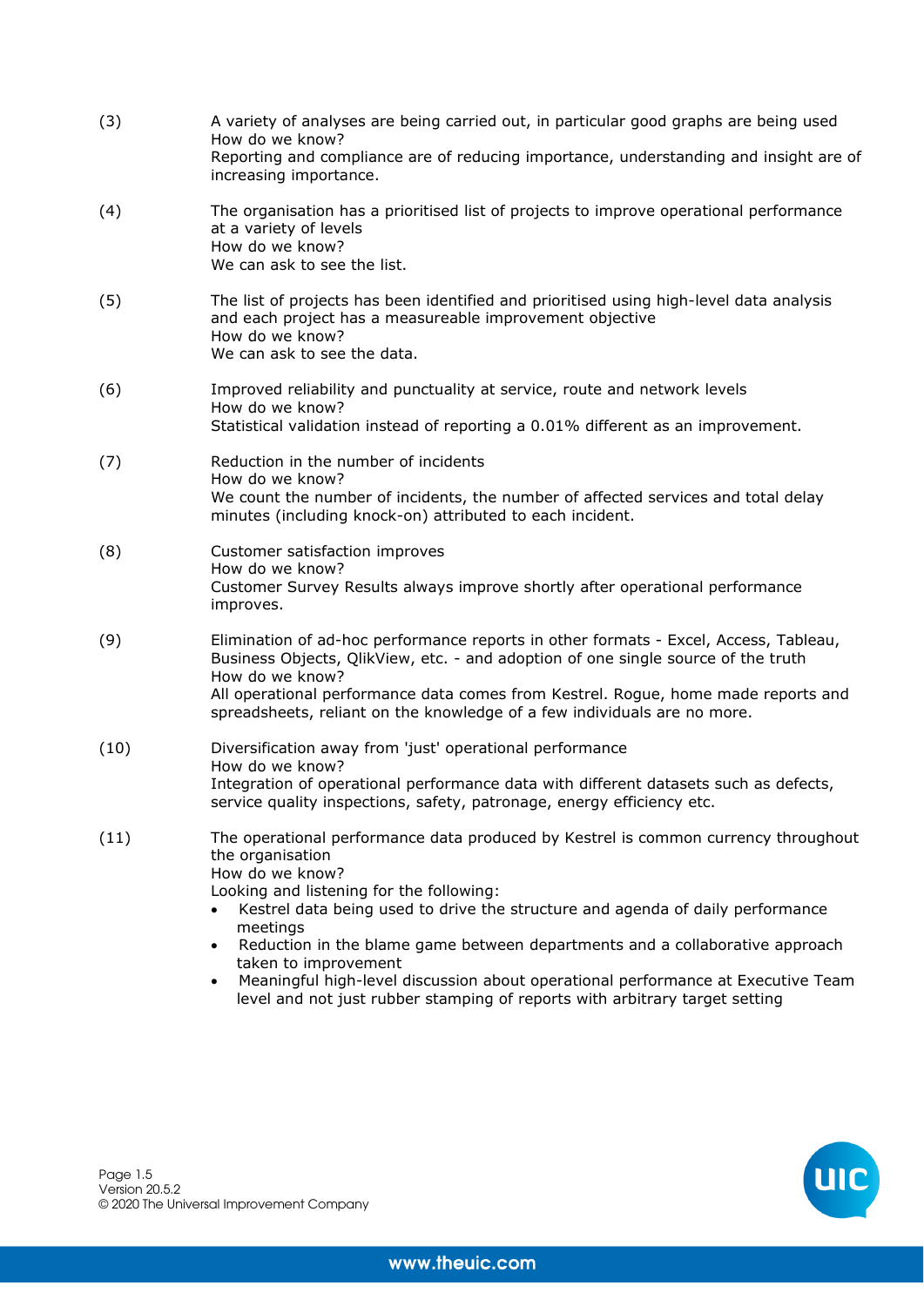(3) A variety of analyses are being carried out, in particular good graphs are being used
How do we know?
Reporting and compliance are of reducing importance, understanding and insight are of increasing importance.

(4) The organisation has a prioritised list of projects to improve operational performance at a variety of levels
How do we know?
We can ask to see the list.

(5) The list of projects has been identified and prioritised using high-level data analysis and each project has a measureable improvement objective
How do we know?
We can ask to see the data.

(6) Improved reliability and punctuality at service, route and network levels
How do we know?
Statistical validation instead of reporting a 0.01% different as an improvement.

(7) Reduction in the number of incidents
How do we know?
We count the number of incidents, the number of affected services and total delay minutes (including knock-on) attributed to each incident.

(8) Customer satisfaction improves
How do we know?
Customer Survey Results always improve shortly after operational performance improves.

(9) Elimination of ad-hoc performance reports in other formats - Excel, Access, Tableau, Business Objects, QlikView, etc. - and adoption of one single source of the truth
How do we know?
All operational performance data comes from Kestrel. Rogue, home made reports and spreadsheets, reliant on the knowledge of a few individuals are no more.

(10) Diversification away from 'just' operational performance
How do we know?
Integration of operational performance data with different datasets such as defects, service quality inspections, safety, patronage, energy efficiency etc.

(11) The operational performance data produced by Kestrel is common currency throughout the organisation
How do we know?
Looking and listening for the following:

- Kestrel data being used to drive the structure and agenda of daily performance meetings
- Reduction in the blame game between departments and a collaborative approach taken to improvement
- Meaningful high-level discussion about operational performance at Executive Team level and not just rubber stamping of reports with arbitrary target setting